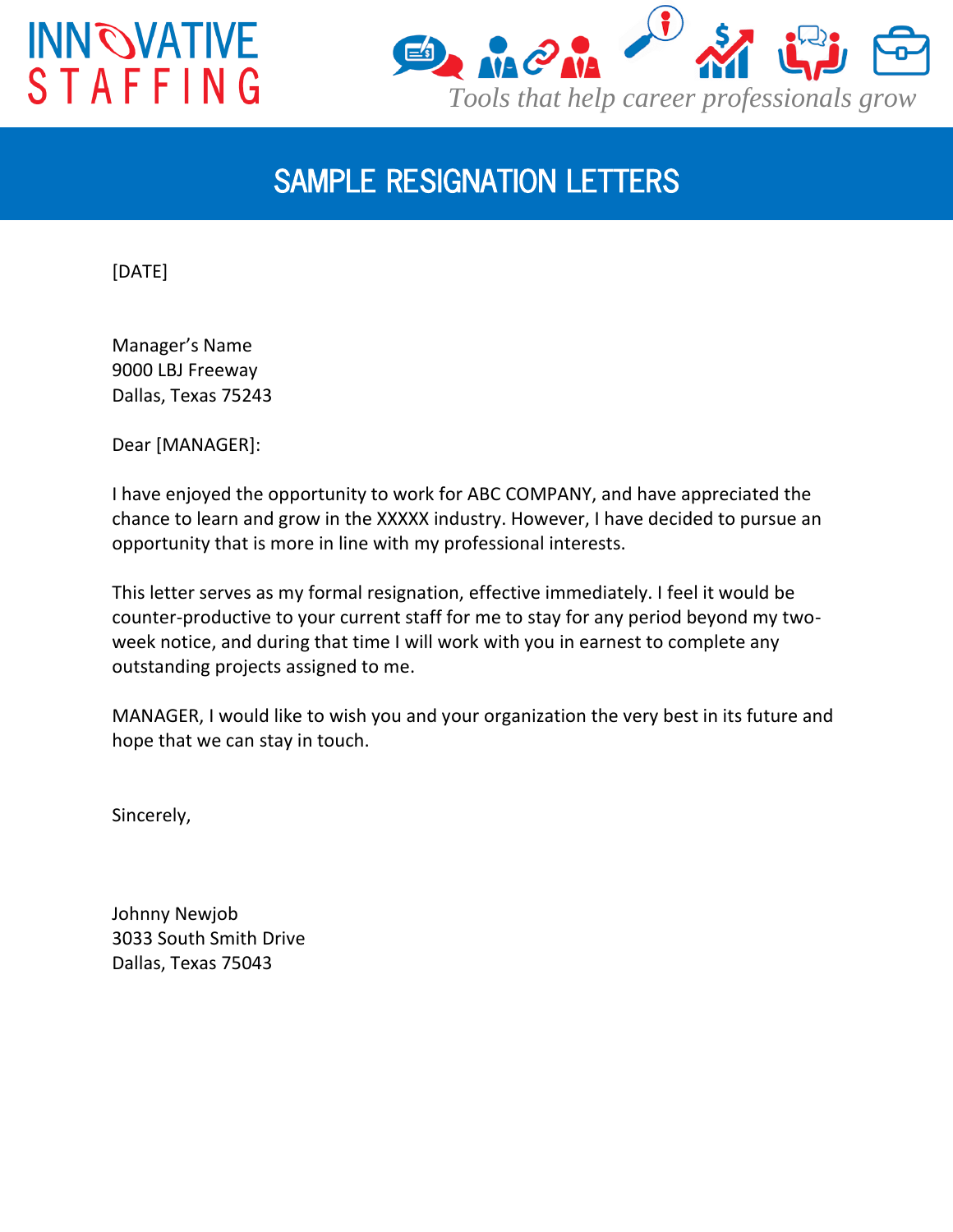INNOVATIVE STAFFING

*Tools that help career professionals grow*

# SAMPLE RESIGNATION LETTERS

[DATE]

Manager's Name
9000 LBJ Freeway
Dallas, Texas 75243

Dear [MANAGER]:

I have enjoyed the opportunity to work for ABC COMPANY, and have appreciated the chance to learn and grow in the XXXXX industry. However, I have decided to pursue an opportunity that is more in line with my professional interests.

This letter serves as my formal resignation, effective immediately. I feel it would be counter-productive to your current staff for me to stay for any period beyond my two-week notice, and during that time I will work with you in earnest to complete any outstanding projects assigned to me.

MANAGER, I would like to wish you and your organization the very best in its future and hope that we can stay in touch.

Sincerely,

Johnny Newjob
3033 South Smith Drive
Dallas, Texas 75043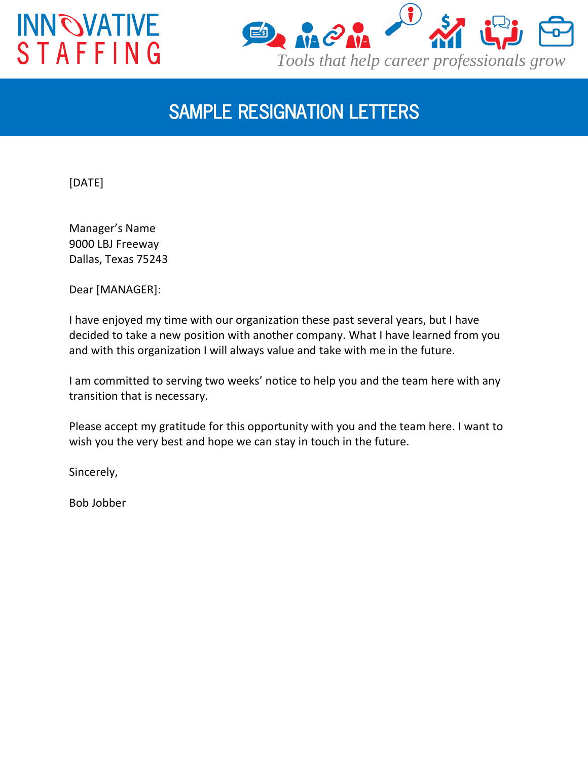# SAMPLE RESIGNATION LETTERS

[DATE]

Manager's Name
9000 LBJ Freeway
Dallas, Texas 75243

Dear [MANAGER]:

I have enjoyed my time with our organization these past several years, but I have decided to take a new position with another company. What I have learned from you and with this organization I will always value and take with me in the future.

I am committed to serving two weeks' notice to help you and the team here with any transition that is necessary.

Please accept my gratitude for this opportunity with you and the team here. I want to wish you the very best and hope we can stay in touch in the future.

Sincerely,

Bob Jobber